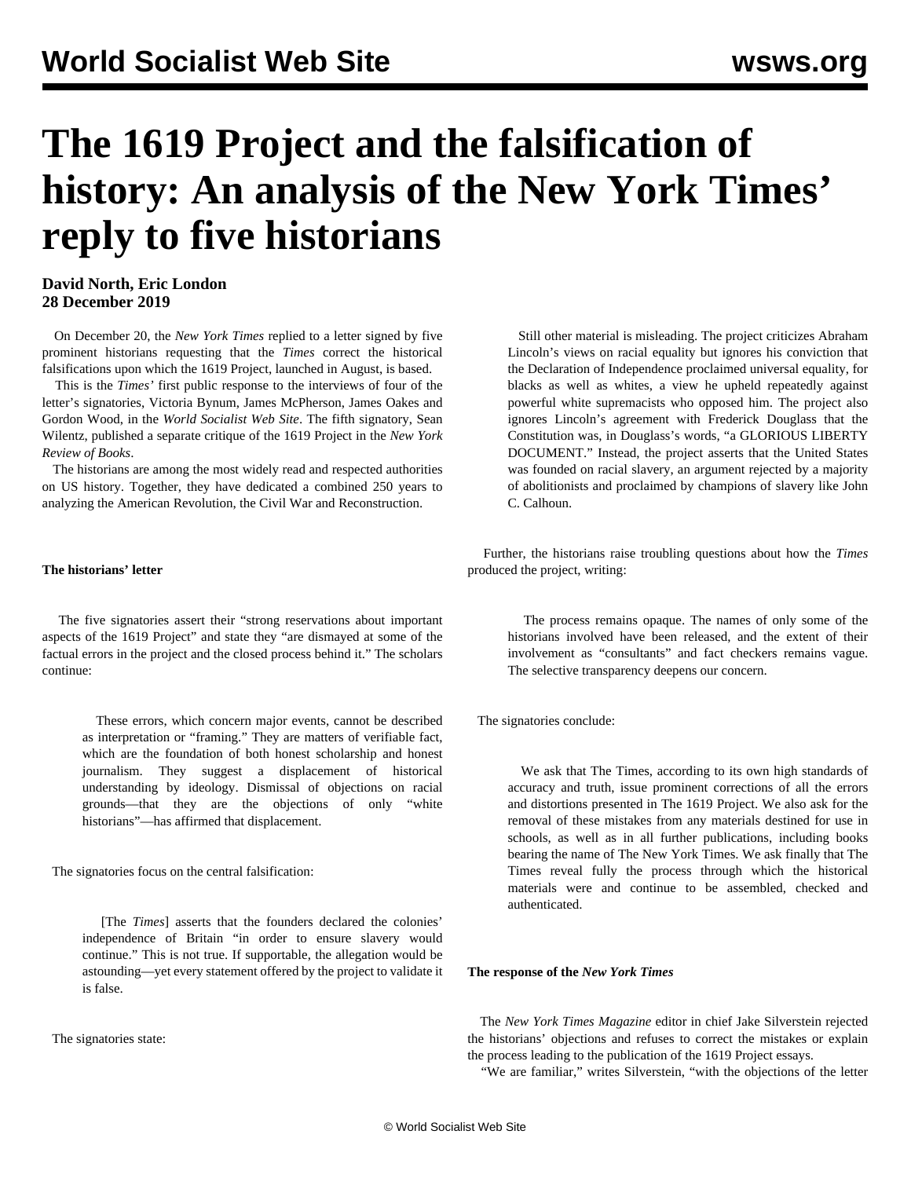# The 1619 Project and the falsification of history: An analysis of the New York Times' reply to five historians

**David North, Eric London**
**28 December 2019**

On December 20, the *New York Times* replied to a letter signed by five prominent historians requesting that the *Times* correct the historical falsifications upon which the 1619 Project, launched in August, is based.

This is the *Times'* first public response to the interviews of four of the letter's signatories, Victoria Bynum, James McPherson, James Oakes and Gordon Wood, in the *World Socialist Web Site*. The fifth signatory, Sean Wilentz, published a separate critique of the 1619 Project in the *New York Review of Books*.

The historians are among the most widely read and respected authorities on US history. Together, they have dedicated a combined 250 years to analyzing the American Revolution, the Civil War and Reconstruction.

**The historians' letter**

The five signatories assert their "strong reservations about important aspects of the 1619 Project" and state they "are dismayed at some of the factual errors in the project and the closed process behind it." The scholars continue:

> These errors, which concern major events, cannot be described as interpretation or "framing." They are matters of verifiable fact, which are the foundation of both honest scholarship and honest journalism. They suggest a displacement of historical understanding by ideology. Dismissal of objections on racial grounds—that they are the objections of only "white historians"—has affirmed that displacement.

The signatories focus on the central falsification:

> [The *Times*] asserts that the founders declared the colonies' independence of Britain "in order to ensure slavery would continue." This is not true. If supportable, the allegation would be astounding—yet every statement offered by the project to validate it is false.

The signatories state:

> Still other material is misleading. The project criticizes Abraham Lincoln's views on racial equality but ignores his conviction that the Declaration of Independence proclaimed universal equality, for blacks as well as whites, a view he upheld repeatedly against powerful white supremacists who opposed him. The project also ignores Lincoln's agreement with Frederick Douglass that the Constitution was, in Douglass's words, "a GLORIOUS LIBERTY DOCUMENT." Instead, the project asserts that the United States was founded on racial slavery, an argument rejected by a majority of abolitionists and proclaimed by champions of slavery like John C. Calhoun.

Further, the historians raise troubling questions about how the *Times* produced the project, writing:

> The process remains opaque. The names of only some of the historians involved have been released, and the extent of their involvement as "consultants" and fact checkers remains vague. The selective transparency deepens our concern.

The signatories conclude:

> We ask that The Times, according to its own high standards of accuracy and truth, issue prominent corrections of all the errors and distortions presented in The 1619 Project. We also ask for the removal of these mistakes from any materials destined for use in schools, as well as in all further publications, including books bearing the name of The New York Times. We ask finally that The Times reveal fully the process through which the historical materials were and continue to be assembled, checked and authenticated.

**The response of the *New York Times***

The *New York Times Magazine* editor in chief Jake Silverstein rejected the historians' objections and refuses to correct the mistakes or explain the process leading to the publication of the 1619 Project essays.

"We are familiar," writes Silverstein, "with the objections of the letter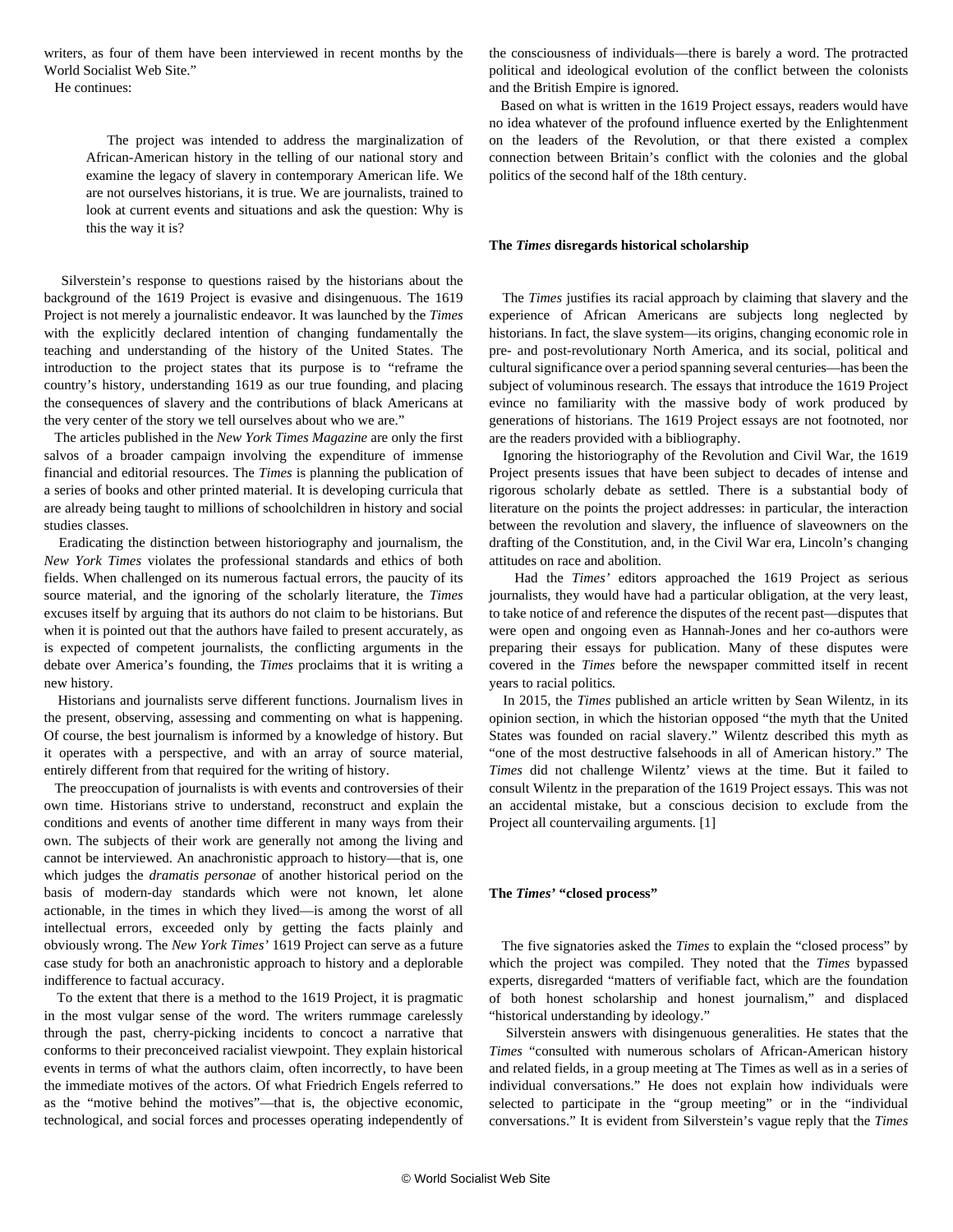writers, as four of them have been interviewed in recent months by the World Socialist Web Site."

He continues:

> The project was intended to address the marginalization of African-American history in the telling of our national story and examine the legacy of slavery in contemporary American life. We are not ourselves historians, it is true. We are journalists, trained to look at current events and situations and ask the question: Why is this the way it is?

Silverstein's response to questions raised by the historians about the background of the 1619 Project is evasive and disingenuous. The 1619 Project is not merely a journalistic endeavor. It was launched by the *Times* with the explicitly declared intention of changing fundamentally the teaching and understanding of the history of the United States. The introduction to the project states that its purpose is to "reframe the country's history, understanding 1619 as our true founding, and placing the consequences of slavery and the contributions of black Americans at the very center of the story we tell ourselves about who we are."

The articles published in the *New York Times Magazine* are only the first salvos of a broader campaign involving the expenditure of immense financial and editorial resources. The *Times* is planning the publication of a series of books and other printed material. It is developing curricula that are already being taught to millions of schoolchildren in history and social studies classes.

Eradicating the distinction between historiography and journalism, the *New York Times* violates the professional standards and ethics of both fields. When challenged on its numerous factual errors, the paucity of its source material, and the ignoring of the scholarly literature, the *Times* excuses itself by arguing that its authors do not claim to be historians. But when it is pointed out that the authors have failed to present accurately, as is expected of competent journalists, the conflicting arguments in the debate over America's founding, the *Times* proclaims that it is writing a new history.

Historians and journalists serve different functions. Journalism lives in the present, observing, assessing and commenting on what is happening. Of course, the best journalism is informed by a knowledge of history. But it operates with a perspective, and with an array of source material, entirely different from that required for the writing of history.

The preoccupation of journalists is with events and controversies of their own time. Historians strive to understand, reconstruct and explain the conditions and events of another time different in many ways from their own. The subjects of their work are generally not among the living and cannot be interviewed. An anachronistic approach to history—that is, one which judges the *dramatis personae* of another historical period on the basis of modern-day standards which were not known, let alone actionable, in the times in which they lived—is among the worst of all intellectual errors, exceeded only by getting the facts plainly and obviously wrong. The *New York Times'* 1619 Project can serve as a future case study for both an anachronistic approach to history and a deplorable indifference to factual accuracy.

To the extent that there is a method to the 1619 Project, it is pragmatic in the most vulgar sense of the word. The writers rummage carelessly through the past, cherry-picking incidents to concoct a narrative that conforms to their preconceived racialist viewpoint. They explain historical events in terms of what the authors claim, often incorrectly, to have been the immediate motives of the actors. Of what Friedrich Engels referred to as the "motive behind the motives"—that is, the objective economic, technological, and social forces and processes operating independently of the consciousness of individuals—there is barely a word. The protracted political and ideological evolution of the conflict between the colonists and the British Empire is ignored.

Based on what is written in the 1619 Project essays, readers would have no idea whatever of the profound influence exerted by the Enlightenment on the leaders of the Revolution, or that there existed a complex connection between Britain's conflict with the colonies and the global politics of the second half of the 18th century.

### The *Times* disregards historical scholarship

The *Times* justifies its racial approach by claiming that slavery and the experience of African Americans are subjects long neglected by historians. In fact, the slave system—its origins, changing economic role in pre- and post-revolutionary North America, and its social, political and cultural significance over a period spanning several centuries—has been the subject of voluminous research. The essays that introduce the 1619 Project evince no familiarity with the massive body of work produced by generations of historians. The 1619 Project essays are not footnoted, nor are the readers provided with a bibliography.

Ignoring the historiography of the Revolution and Civil War, the 1619 Project presents issues that have been subject to decades of intense and rigorous scholarly debate as settled. There is a substantial body of literature on the points the project addresses: in particular, the interaction between the revolution and slavery, the influence of slaveowners on the drafting of the Constitution, and, in the Civil War era, Lincoln's changing attitudes on race and abolition.

Had the *Times'* editors approached the 1619 Project as serious journalists, they would have had a particular obligation, at the very least, to take notice of and reference the disputes of the recent past—disputes that were open and ongoing even as Hannah-Jones and her co-authors were preparing their essays for publication. Many of these disputes were covered in the *Times* before the newspaper committed itself in recent years to racial politics.

In 2015, the *Times* published an article written by Sean Wilentz, in its opinion section, in which the historian opposed "the myth that the United States was founded on racial slavery." Wilentz described this myth as "one of the most destructive falsehoods in all of American history." The *Times* did not challenge Wilentz' views at the time. But it failed to consult Wilentz in the preparation of the 1619 Project essays. This was not an accidental mistake, but a conscious decision to exclude from the Project all countervailing arguments. [1]

### The *Times'* "closed process"

The five signatories asked the *Times* to explain the "closed process" by which the project was compiled. They noted that the *Times* bypassed experts, disregarded "matters of verifiable fact, which are the foundation of both honest scholarship and honest journalism," and displaced "historical understanding by ideology."

Silverstein answers with disingenuous generalities. He states that the *Times* "consulted with numerous scholars of African-American history and related fields, in a group meeting at The Times as well as in a series of individual conversations." He does not explain how individuals were selected to participate in the "group meeting" or in the "individual conversations." It is evident from Silverstein's vague reply that the *Times*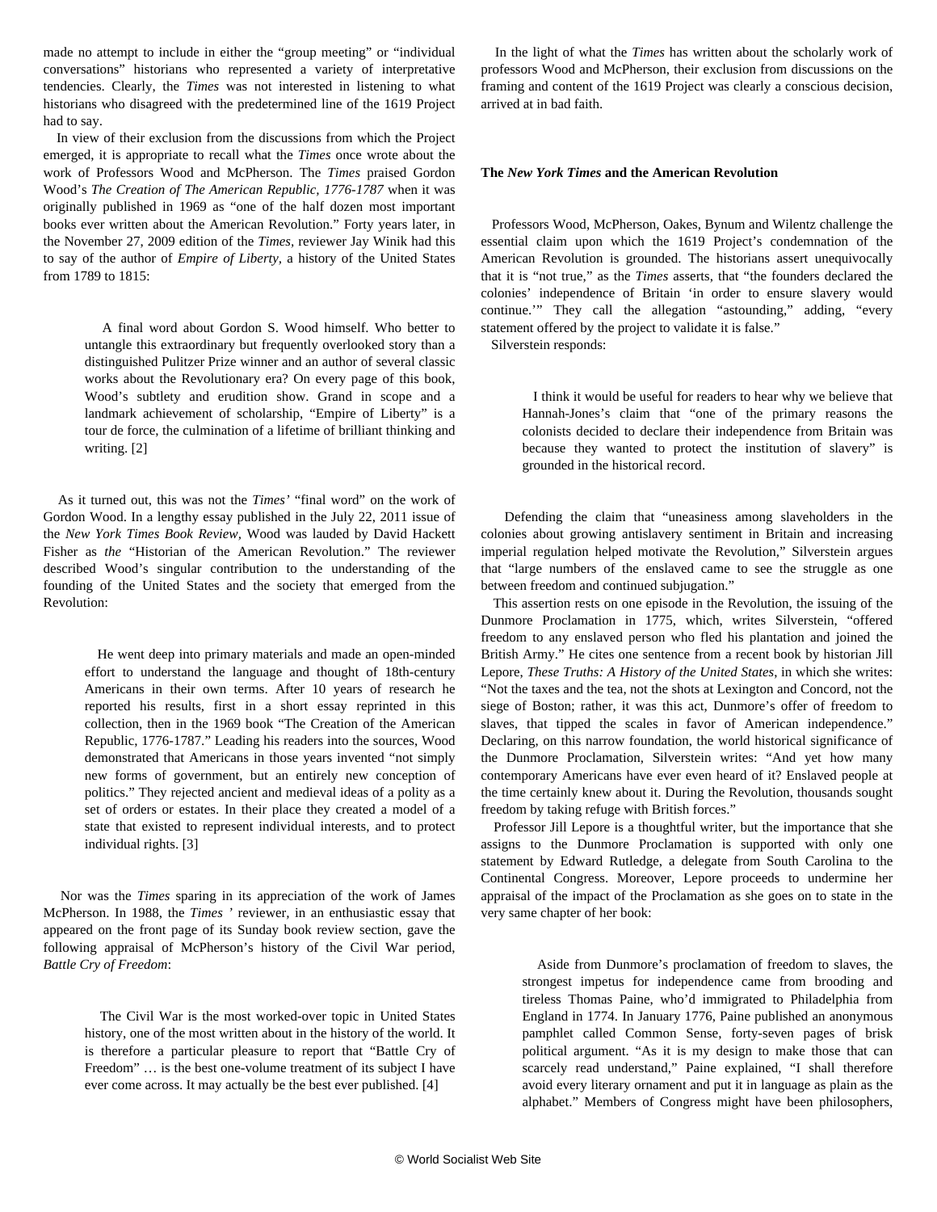made no attempt to include in either the "group meeting" or "individual conversations" historians who represented a variety of interpretative tendencies. Clearly, the *Times* was not interested in listening to what historians who disagreed with the predetermined line of the 1619 Project had to say.

In view of their exclusion from the discussions from which the Project emerged, it is appropriate to recall what the *Times* once wrote about the work of Professors Wood and McPherson. The *Times* praised Gordon Wood's *The Creation of The American Republic, 1776-1787* when it was originally published in 1969 as "one of the half dozen most important books ever written about the American Revolution." Forty years later, in the November 27, 2009 edition of the *Times*, reviewer Jay Winik had this to say of the author of *Empire of Liberty*, a history of the United States from 1789 to 1815:

> A final word about Gordon S. Wood himself. Who better to untangle this extraordinary but frequently overlooked story than a distinguished Pulitzer Prize winner and an author of several classic works about the Revolutionary era? On every page of this book, Wood's subtlety and erudition show. Grand in scope and a landmark achievement of scholarship, "Empire of Liberty" is a tour de force, the culmination of a lifetime of brilliant thinking and writing. [2]

As it turned out, this was not the *Times'* "final word" on the work of Gordon Wood. In a lengthy essay published in the July 22, 2011 issue of the *New York Times Book Review*, Wood was lauded by David Hackett Fisher as *the* "Historian of the American Revolution." The reviewer described Wood's singular contribution to the understanding of the founding of the United States and the society that emerged from the Revolution:

> He went deep into primary materials and made an open-minded effort to understand the language and thought of 18th-century Americans in their own terms. After 10 years of research he reported his results, first in a short essay reprinted in this collection, then in the 1969 book "The Creation of the American Republic, 1776-1787." Leading his readers into the sources, Wood demonstrated that Americans in those years invented "not simply new forms of government, but an entirely new conception of politics." They rejected ancient and medieval ideas of a polity as a set of orders or estates. In their place they created a model of a state that existed to represent individual interests, and to protect individual rights. [3]

Nor was the *Times* sparing in its appreciation of the work of James McPherson. In 1988, the *Times '* reviewer, in an enthusiastic essay that appeared on the front page of its Sunday book review section, gave the following appraisal of McPherson's history of the Civil War period, *Battle Cry of Freedom*:

> The Civil War is the most worked-over topic in United States history, one of the most written about in the history of the world. It is therefore a particular pleasure to report that "Battle Cry of Freedom" … is the best one-volume treatment of its subject I have ever come across. It may actually be the best ever published. [4]

In the light of what the *Times* has written about the scholarly work of professors Wood and McPherson, their exclusion from discussions on the framing and content of the 1619 Project was clearly a conscious decision, arrived at in bad faith.

### The *New York Times* and the American Revolution

Professors Wood, McPherson, Oakes, Bynum and Wilentz challenge the essential claim upon which the 1619 Project's condemnation of the American Revolution is grounded. The historians assert unequivocally that it is "not true," as the *Times* asserts, that "the founders declared the colonies' independence of Britain 'in order to ensure slavery would continue.'" They call the allegation "astounding," adding, "every statement offered by the project to validate it is false."

Silverstein responds:

> I think it would be useful for readers to hear why we believe that Hannah-Jones's claim that "one of the primary reasons the colonists decided to declare their independence from Britain was because they wanted to protect the institution of slavery" is grounded in the historical record.

Defending the claim that "uneasiness among slaveholders in the colonies about growing antislavery sentiment in Britain and increasing imperial regulation helped motivate the Revolution," Silverstein argues that "large numbers of the enslaved came to see the struggle as one between freedom and continued subjugation."

This assertion rests on one episode in the Revolution, the issuing of the Dunmore Proclamation in 1775, which, writes Silverstein, "offered freedom to any enslaved person who fled his plantation and joined the British Army." He cites one sentence from a recent book by historian Jill Lepore, *These Truths: A History of the United States*, in which she writes: "Not the taxes and the tea, not the shots at Lexington and Concord, not the siege of Boston; rather, it was this act, Dunmore's offer of freedom to slaves, that tipped the scales in favor of American independence." Declaring, on this narrow foundation, the world historical significance of the Dunmore Proclamation, Silverstein writes: "And yet how many contemporary Americans have ever even heard of it? Enslaved people at the time certainly knew about it. During the Revolution, thousands sought freedom by taking refuge with British forces."

Professor Jill Lepore is a thoughtful writer, but the importance that she assigns to the Dunmore Proclamation is supported with only one statement by Edward Rutledge, a delegate from South Carolina to the Continental Congress. Moreover, Lepore proceeds to undermine her appraisal of the impact of the Proclamation as she goes on to state in the very same chapter of her book:

> Aside from Dunmore's proclamation of freedom to slaves, the strongest impetus for independence came from brooding and tireless Thomas Paine, who'd immigrated to Philadelphia from England in 1774. In January 1776, Paine published an anonymous pamphlet called Common Sense, forty-seven pages of brisk political argument. "As it is my design to make those that can scarcely read understand," Paine explained, "I shall therefore avoid every literary ornament and put it in language as plain as the alphabet." Members of Congress might have been philosophers,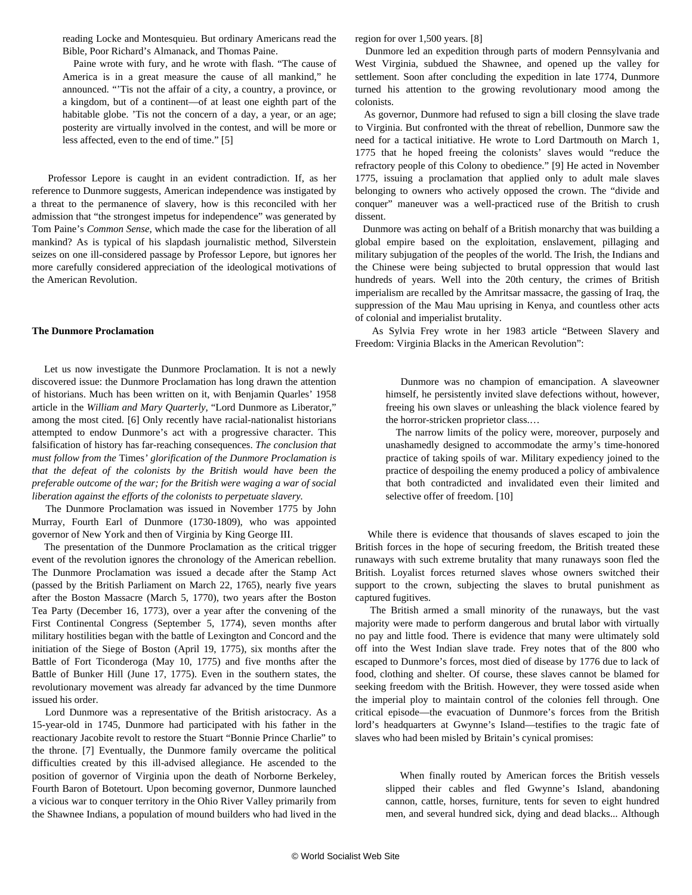> reading Locke and Montesquieu. But ordinary Americans read the Bible, Poor Richard's Almanack, and Thomas Paine.
>
> Paine wrote with fury, and he wrote with flash. "The cause of America is in a great measure the cause of all mankind," he announced. "'Tis not the affair of a city, a country, a province, or a kingdom, but of a continent—of at least one eighth part of the habitable globe. 'Tis not the concern of a day, a year, or an age; posterity are virtually involved in the contest, and will be more or less affected, even to the end of time." [5]

Professor Lepore is caught in an evident contradiction. If, as her reference to Dunmore suggests, American independence was instigated by a threat to the permanence of slavery, how is this reconciled with her admission that "the strongest impetus for independence" was generated by Tom Paine's *Common Sense*, which made the case for the liberation of all mankind? As is typical of his slapdash journalistic method, Silverstein seizes on one ill-considered passage by Professor Lepore, but ignores her more carefully considered appreciation of the ideological motivations of the American Revolution.

**The Dunmore Proclamation**

Let us now investigate the Dunmore Proclamation. It is not a newly discovered issue: the Dunmore Proclamation has long drawn the attention of historians. Much has been written on it, with Benjamin Quarles' 1958 article in the *William and Mary Quarterly*, "Lord Dunmore as Liberator," among the most cited. [6] Only recently have racial-nationalist historians attempted to endow Dunmore's act with a progressive character. This falsification of history has far-reaching consequences. *The conclusion that must follow from the* Times' *glorification of the Dunmore Proclamation is that the defeat of the colonists by the British would have been the preferable outcome of the war; for the British were waging a war of social liberation against the efforts of the colonists to perpetuate slavery.*

The Dunmore Proclamation was issued in November 1775 by John Murray, Fourth Earl of Dunmore (1730-1809), who was appointed governor of New York and then of Virginia by King George III.

The presentation of the Dunmore Proclamation as the critical trigger event of the revolution ignores the chronology of the American rebellion. The Dunmore Proclamation was issued a decade after the Stamp Act (passed by the British Parliament on March 22, 1765), nearly five years after the Boston Massacre (March 5, 1770), two years after the Boston Tea Party (December 16, 1773), over a year after the convening of the First Continental Congress (September 5, 1774), seven months after military hostilities began with the battle of Lexington and Concord and the initiation of the Siege of Boston (April 19, 1775), six months after the Battle of Fort Ticonderoga (May 10, 1775) and five months after the Battle of Bunker Hill (June 17, 1775). Even in the southern states, the revolutionary movement was already far advanced by the time Dunmore issued his order.

Lord Dunmore was a representative of the British aristocracy. As a 15-year-old in 1745, Dunmore had participated with his father in the reactionary Jacobite revolt to restore the Stuart "Bonnie Prince Charlie" to the throne. [7] Eventually, the Dunmore family overcame the political difficulties created by this ill-advised allegiance. He ascended to the position of governor of Virginia upon the death of Norborne Berkeley, Fourth Baron of Botetourt. Upon becoming governor, Dunmore launched a vicious war to conquer territory in the Ohio River Valley primarily from the Shawnee Indians, a population of mound builders who had lived in the region for over 1,500 years. [8]

Dunmore led an expedition through parts of modern Pennsylvania and West Virginia, subdued the Shawnee, and opened up the valley for settlement. Soon after concluding the expedition in late 1774, Dunmore turned his attention to the growing revolutionary mood among the colonists.

As governor, Dunmore had refused to sign a bill closing the slave trade to Virginia. But confronted with the threat of rebellion, Dunmore saw the need for a tactical initiative. He wrote to Lord Dartmouth on March 1, 1775 that he hoped freeing the colonists' slaves would "reduce the refractory people of this Colony to obedience." [9] He acted in November 1775, issuing a proclamation that applied only to adult male slaves belonging to owners who actively opposed the crown. The "divide and conquer" maneuver was a well-practiced ruse of the British to crush dissent.

Dunmore was acting on behalf of a British monarchy that was building a global empire based on the exploitation, enslavement, pillaging and military subjugation of the peoples of the world. The Irish, the Indians and the Chinese were being subjected to brutal oppression that would last hundreds of years. Well into the 20th century, the crimes of British imperialism are recalled by the Amritsar massacre, the gassing of Iraq, the suppression of the Mau Mau uprising in Kenya, and countless other acts of colonial and imperialist brutality.

As Sylvia Frey wrote in her 1983 article "Between Slavery and Freedom: Virginia Blacks in the American Revolution":

> Dunmore was no champion of emancipation. A slaveowner himself, he persistently invited slave defections without, however, freeing his own slaves or unleashing the black violence feared by the horror-stricken proprietor class.…
>
> The narrow limits of the policy were, moreover, purposely and unashamedly designed to accommodate the army's time-honored practice of taking spoils of war. Military expediency joined to the practice of despoiling the enemy produced a policy of ambivalence that both contradicted and invalidated even their limited and selective offer of freedom. [10]

While there is evidence that thousands of slaves escaped to join the British forces in the hope of securing freedom, the British treated these runaways with such extreme brutality that many runaways soon fled the British. Loyalist forces returned slaves whose owners switched their support to the crown, subjecting the slaves to brutal punishment as captured fugitives.

The British armed a small minority of the runaways, but the vast majority were made to perform dangerous and brutal labor with virtually no pay and little food. There is evidence that many were ultimately sold off into the West Indian slave trade. Frey notes that of the 800 who escaped to Dunmore's forces, most died of disease by 1776 due to lack of food, clothing and shelter. Of course, these slaves cannot be blamed for seeking freedom with the British. However, they were tossed aside when the imperial ploy to maintain control of the colonies fell through. One critical episode—the evacuation of Dunmore's forces from the British lord's headquarters at Gwynne's Island—testifies to the tragic fate of slaves who had been misled by Britain's cynical promises:

> When finally routed by American forces the British vessels slipped their cables and fled Gwynne's Island, abandoning cannon, cattle, horses, furniture, tents for seven to eight hundred men, and several hundred sick, dying and dead blacks... Although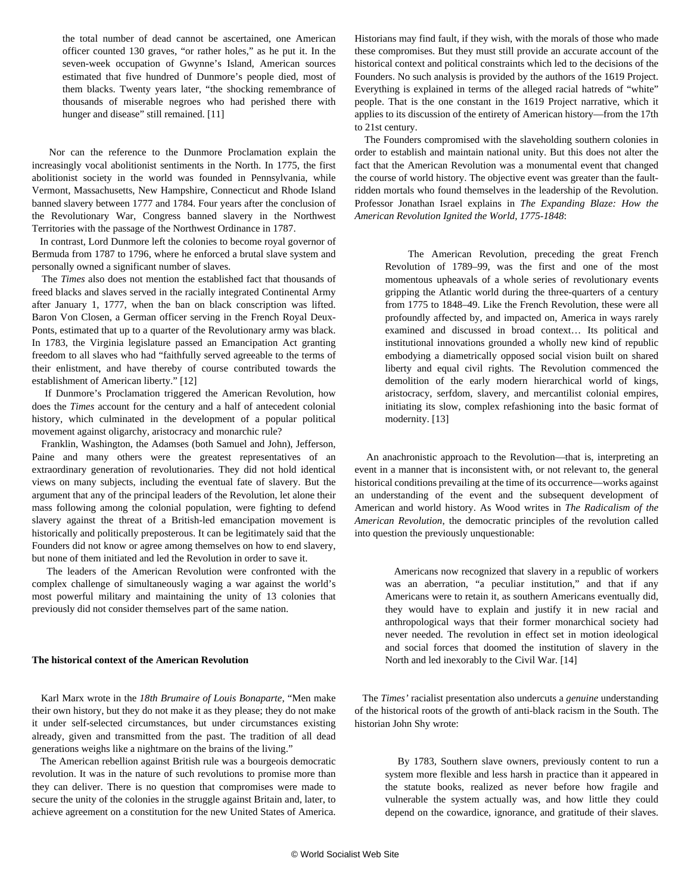> the total number of dead cannot be ascertained, one American officer counted 130 graves, "or rather holes," as he put it. In the seven-week occupation of Gwynne's Island, American sources estimated that five hundred of Dunmore's people died, most of them blacks. Twenty years later, "the shocking remembrance of thousands of miserable negroes who had perished there with hunger and disease" still remained. [11]

Nor can the reference to the Dunmore Proclamation explain the increasingly vocal abolitionist sentiments in the North. In 1775, the first abolitionist society in the world was founded in Pennsylvania, while Vermont, Massachusetts, New Hampshire, Connecticut and Rhode Island banned slavery between 1777 and 1784. Four years after the conclusion of the Revolutionary War, Congress banned slavery in the Northwest Territories with the passage of the Northwest Ordinance in 1787.

In contrast, Lord Dunmore left the colonies to become royal governor of Bermuda from 1787 to 1796, where he enforced a brutal slave system and personally owned a significant number of slaves.

The *Times* also does not mention the established fact that thousands of freed blacks and slaves served in the racially integrated Continental Army after January 1, 1777, when the ban on black conscription was lifted. Baron Von Closen, a German officer serving in the French Royal Deux-Ponts, estimated that up to a quarter of the Revolutionary army was black. In 1783, the Virginia legislature passed an Emancipation Act granting freedom to all slaves who had "faithfully served agreeable to the terms of their enlistment, and have thereby of course contributed towards the establishment of American liberty." [12]

If Dunmore's Proclamation triggered the American Revolution, how does the *Times* account for the century and a half of antecedent colonial history, which culminated in the development of a popular political movement against oligarchy, aristocracy and monarchic rule?

Franklin, Washington, the Adamses (both Samuel and John), Jefferson, Paine and many others were the greatest representatives of an extraordinary generation of revolutionaries. They did not hold identical views on many subjects, including the eventual fate of slavery. But the argument that any of the principal leaders of the Revolution, let alone their mass following among the colonial population, were fighting to defend slavery against the threat of a British-led emancipation movement is historically and politically preposterous. It can be legitimately said that the Founders did not know or agree among themselves on how to end slavery, but none of them initiated and led the Revolution in order to save it.

The leaders of the American Revolution were confronted with the complex challenge of simultaneously waging a war against the world's most powerful military and maintaining the unity of 13 colonies that previously did not consider themselves part of the same nation.

**The historical context of the American Revolution**

Karl Marx wrote in the *18th Brumaire of Louis Bonaparte*, "Men make their own history, but they do not make it as they please; they do not make it under self-selected circumstances, but under circumstances existing already, given and transmitted from the past. The tradition of all dead generations weighs like a nightmare on the brains of the living."

The American rebellion against British rule was a bourgeois democratic revolution. It was in the nature of such revolutions to promise more than they can deliver. There is no question that compromises were made to secure the unity of the colonies in the struggle against Britain and, later, to achieve agreement on a constitution for the new United States of America. Historians may find fault, if they wish, with the morals of those who made these compromises. But they must still provide an accurate account of the historical context and political constraints which led to the decisions of the Founders. No such analysis is provided by the authors of the 1619 Project. Everything is explained in terms of the alleged racial hatreds of "white" people. That is the one constant in the 1619 Project narrative, which it applies to its discussion of the entirety of American history—from the 17th to 21st century.

The Founders compromised with the slaveholding southern colonies in order to establish and maintain national unity. But this does not alter the fact that the American Revolution was a monumental event that changed the course of world history. The objective event was greater than the fault-ridden mortals who found themselves in the leadership of the Revolution. Professor Jonathan Israel explains in *The Expanding Blaze: How the American Revolution Ignited the World, 1775-1848*:

> The American Revolution, preceding the great French Revolution of 1789–99, was the first and one of the most momentous upheavals of a whole series of revolutionary events gripping the Atlantic world during the three-quarters of a century from 1775 to 1848–49. Like the French Revolution, these were all profoundly affected by, and impacted on, America in ways rarely examined and discussed in broad context… Its political and institutional innovations grounded a wholly new kind of republic embodying a diametrically opposed social vision built on shared liberty and equal civil rights. The Revolution commenced the demolition of the early modern hierarchical world of kings, aristocracy, serfdom, slavery, and mercantilist colonial empires, initiating its slow, complex refashioning into the basic format of modernity. [13]

An anachronistic approach to the Revolution—that is, interpreting an event in a manner that is inconsistent with, or not relevant to, the general historical conditions prevailing at the time of its occurrence—works against an understanding of the event and the subsequent development of American and world history. As Wood writes in *The Radicalism of the American Revolution*, the democratic principles of the revolution called into question the previously unquestionable:

> Americans now recognized that slavery in a republic of workers was an aberration, "a peculiar institution," and that if any Americans were to retain it, as southern Americans eventually did, they would have to explain and justify it in new racial and anthropological ways that their former monarchical society had never needed. The revolution in effect set in motion ideological and social forces that doomed the institution of slavery in the North and led inexorably to the Civil War. [14]

The *Times'* racialist presentation also undercuts a *genuine* understanding of the historical roots of the growth of anti-black racism in the South. The historian John Shy wrote:

> By 1783, Southern slave owners, previously content to run a system more flexible and less harsh in practice than it appeared in the statute books, realized as never before how fragile and vulnerable the system actually was, and how little they could depend on the cowardice, ignorance, and gratitude of their slaves.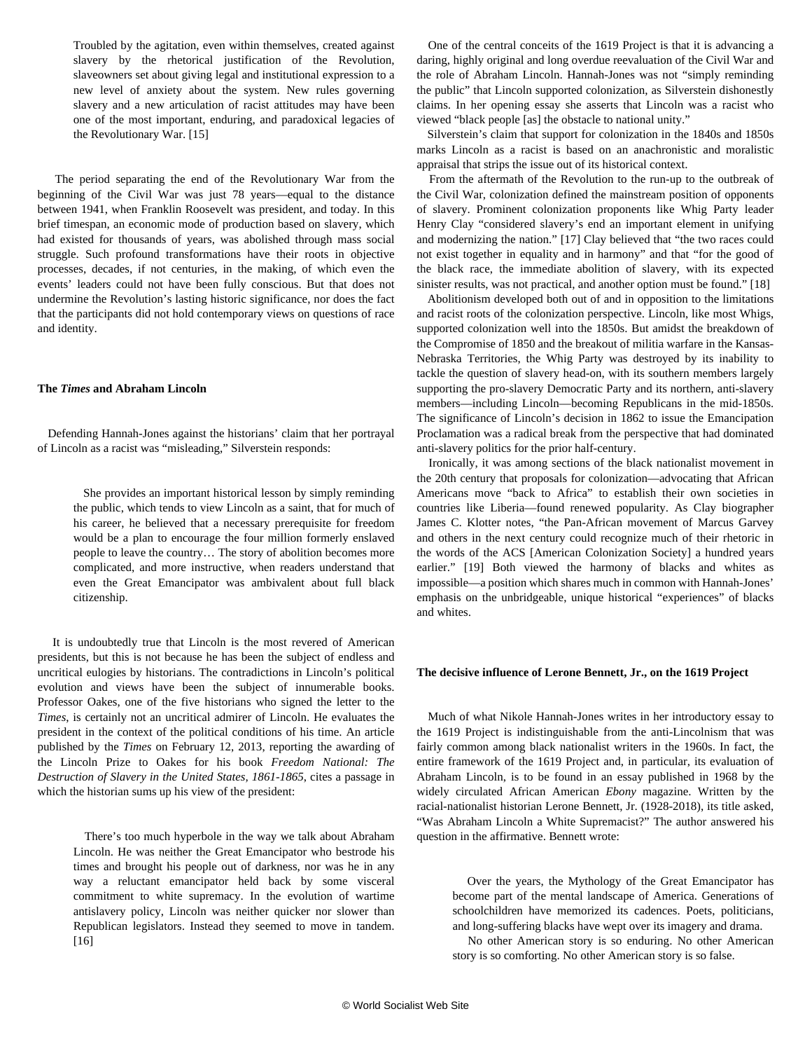> Troubled by the agitation, even within themselves, created against slavery by the rhetorical justification of the Revolution, slaveowners set about giving legal and institutional expression to a new level of anxiety about the system. New rules governing slavery and a new articulation of racist attitudes may have been one of the most important, enduring, and paradoxical legacies of the Revolutionary War. [15]

The period separating the end of the Revolutionary War from the beginning of the Civil War was just 78 years—equal to the distance between 1941, when Franklin Roosevelt was president, and today. In this brief timespan, an economic mode of production based on slavery, which had existed for thousands of years, was abolished through mass social struggle. Such profound transformations have their roots in objective processes, decades, if not centuries, in the making, of which even the events' leaders could not have been fully conscious. But that does not undermine the Revolution's lasting historic significance, nor does the fact that the participants did not hold contemporary views on questions of race and identity.

**The *Times* and Abraham Lincoln**

Defending Hannah-Jones against the historians' claim that her portrayal of Lincoln as a racist was "misleading," Silverstein responds:

> She provides an important historical lesson by simply reminding the public, which tends to view Lincoln as a saint, that for much of his career, he believed that a necessary prerequisite for freedom would be a plan to encourage the four million formerly enslaved people to leave the country… The story of abolition becomes more complicated, and more instructive, when readers understand that even the Great Emancipator was ambivalent about full black citizenship.

It is undoubtedly true that Lincoln is the most revered of American presidents, but this is not because he has been the subject of endless and uncritical eulogies by historians. The contradictions in Lincoln's political evolution and views have been the subject of innumerable books. Professor Oakes, one of the five historians who signed the letter to the *Times*, is certainly not an uncritical admirer of Lincoln. He evaluates the president in the context of the political conditions of his time. An article published by the *Times* on February 12, 2013, reporting the awarding of the Lincoln Prize to Oakes for his book *Freedom National: The Destruction of Slavery in the United States, 1861-1865*, cites a passage in which the historian sums up his view of the president:

> There's too much hyperbole in the way we talk about Abraham Lincoln. He was neither the Great Emancipator who bestrode his times and brought his people out of darkness, nor was he in any way a reluctant emancipator held back by some visceral commitment to white supremacy. In the evolution of wartime antislavery policy, Lincoln was neither quicker nor slower than Republican legislators. Instead they seemed to move in tandem. [16]

One of the central conceits of the 1619 Project is that it is advancing a daring, highly original and long overdue reevaluation of the Civil War and the role of Abraham Lincoln. Hannah-Jones was not "simply reminding the public" that Lincoln supported colonization, as Silverstein dishonestly claims. In her opening essay she asserts that Lincoln was a racist who viewed "black people [as] the obstacle to national unity."

Silverstein's claim that support for colonization in the 1840s and 1850s marks Lincoln as a racist is based on an anachronistic and moralistic appraisal that strips the issue out of its historical context.

From the aftermath of the Revolution to the run-up to the outbreak of the Civil War, colonization defined the mainstream position of opponents of slavery. Prominent colonization proponents like Whig Party leader Henry Clay "considered slavery's end an important element in unifying and modernizing the nation." [17] Clay believed that "the two races could not exist together in equality and in harmony" and that "for the good of the black race, the immediate abolition of slavery, with its expected sinister results, was not practical, and another option must be found." [18]

Abolitionism developed both out of and in opposition to the limitations and racist roots of the colonization perspective. Lincoln, like most Whigs, supported colonization well into the 1850s. But amidst the breakdown of the Compromise of 1850 and the breakout of militia warfare in the Kansas-Nebraska Territories, the Whig Party was destroyed by its inability to tackle the question of slavery head-on, with its southern members largely supporting the pro-slavery Democratic Party and its northern, anti-slavery members—including Lincoln—becoming Republicans in the mid-1850s. The significance of Lincoln's decision in 1862 to issue the Emancipation Proclamation was a radical break from the perspective that had dominated anti-slavery politics for the prior half-century.

Ironically, it was among sections of the black nationalist movement in the 20th century that proposals for colonization—advocating that African Americans move "back to Africa" to establish their own societies in countries like Liberia—found renewed popularity. As Clay biographer James C. Klotter notes, "the Pan-African movement of Marcus Garvey and others in the next century could recognize much of their rhetoric in the words of the ACS [American Colonization Society] a hundred years earlier." [19] Both viewed the harmony of blacks and whites as impossible—a position which shares much in common with Hannah-Jones' emphasis on the unbridgeable, unique historical "experiences" of blacks and whites.

**The decisive influence of Lerone Bennett, Jr., on the 1619 Project**

Much of what Nikole Hannah-Jones writes in her introductory essay to the 1619 Project is indistinguishable from the anti-Lincolnism that was fairly common among black nationalist writers in the 1960s. In fact, the entire framework of the 1619 Project and, in particular, its evaluation of Abraham Lincoln, is to be found in an essay published in 1968 by the widely circulated African American *Ebony* magazine. Written by the racial-nationalist historian Lerone Bennett, Jr. (1928-2018), its title asked, "Was Abraham Lincoln a White Supremacist?" The author answered his question in the affirmative. Bennett wrote:

> Over the years, the Mythology of the Great Emancipator has become part of the mental landscape of America. Generations of schoolchildren have memorized its cadences. Poets, politicians, and long-suffering blacks have wept over its imagery and drama.
>
> No other American story is so enduring. No other American story is so comforting. No other American story is so false.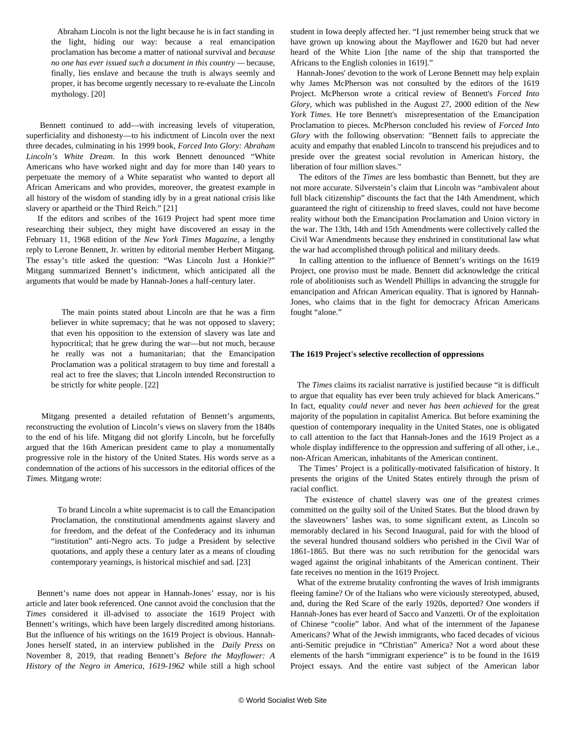> Abraham Lincoln is not the light because he is in fact standing in the light, hiding our way: because a real emancipation proclamation has become a matter of national survival and *because no one has ever issued such a document in this country* — because, finally, lies enslave and because the truth is always seemly and proper, it has become urgently necessary to re-evaluate the Lincoln mythology. [20]

Bennett continued to add—with increasing levels of vituperation, superficiality and dishonesty—to his indictment of Lincoln over the next three decades, culminating in his 1999 book, *Forced Into Glory: Abraham Lincoln's White Dream.* In this work Bennett denounced "White Americans who have worked night and day for more than 140 years to perpetuate the memory of a White separatist who wanted to deport all African Americans and who provides, moreover, the greatest example in all history of the wisdom of standing idly by in a great national crisis like slavery or apartheid or the Third Reich." [21]

If the editors and scribes of the 1619 Project had spent more time researching their subject, they might have discovered an essay in the February 11, 1968 edition of the *New York Times Magazine,* a lengthy reply to Lerone Bennett, Jr. written by editorial member Herbert Mitgang. The essay's title asked the question: "Was Lincoln Just a Honkie?" Mitgang summarized Bennett's indictment, which anticipated all the arguments that would be made by Hannah-Jones a half-century later.

> The main points stated about Lincoln are that he was a firm believer in white supremacy; that he was not opposed to slavery; that even his opposition to the extension of slavery was late and hypocritical; that he grew during the war—but not much, because he really was not a humanitarian; that the Emancipation Proclamation was a political stratagem to buy time and forestall a real act to free the slaves; that Lincoln intended Reconstruction to be strictly for white people. [22]

Mitgang presented a detailed refutation of Bennett's arguments, reconstructing the evolution of Lincoln's views on slavery from the 1840s to the end of his life. Mitgang did not glorify Lincoln, but he forcefully argued that the 16th American president came to play a monumentally progressive role in the history of the United States. His words serve as a condemnation of the actions of his successors in the editorial offices of the *Times.* Mitgang wrote:

> To brand Lincoln a white supremacist is to call the Emancipation Proclamation, the constitutional amendments against slavery and for freedom, and the defeat of the Confederacy and its inhuman "institution" anti-Negro acts. To judge a President by selective quotations, and apply these a century later as a means of clouding contemporary yearnings, is historical mischief and sad. [23]

Bennett's name does not appear in Hannah-Jones' essay, nor is his article and later book referenced. One cannot avoid the conclusion that the *Times* considered it ill-advised to associate the 1619 Project with Bennett's writings, which have been largely discredited among historians. But the influence of his writings on the 1619 Project is obvious. Hannah-Jones herself stated, in an interview published in the *Daily Press* on November 8, 2019, that reading Bennett's *Before the Mayflower: A History of the Negro in America, 1619-1962* while still a high school student in Iowa deeply affected her. "I just remember being struck that we have grown up knowing about the Mayflower and 1620 but had never heard of the White Lion [the name of the ship that transported the Africans to the English colonies in 1619]."

Hannah-Jones' devotion to the work of Lerone Bennett may help explain why James McPherson was not consulted by the editors of the 1619 Project. McPherson wrote a critical review of Bennett's *Forced Into Glory*, which was published in the August 27, 2000 edition of the *New York Times.* He tore Bennett's misrepresentation of the Emancipation Proclamation to pieces. McPherson concluded his review of *Forced Into Glory* with the following observation: "Bennett fails to appreciate the acuity and empathy that enabled Lincoln to transcend his prejudices and to preside over the greatest social revolution in American history, the liberation of four million slaves."

The editors of the *Times* are less bombastic than Bennett, but they are not more accurate. Silverstein's claim that Lincoln was "ambivalent about full black citizenship" discounts the fact that the 14th Amendment, which guaranteed the right of citizenship to freed slaves, could not have become reality without both the Emancipation Proclamation and Union victory in the war. The 13th, 14th and 15th Amendments were collectively called the Civil War Amendments because they enshrined in constitutional law what the war had accomplished through political and military deeds.

In calling attention to the influence of Bennett's writings on the 1619 Project, one proviso must be made. Bennett did acknowledge the critical role of abolitionists such as Wendell Phillips in advancing the struggle for emancipation and African American equality. That is ignored by Hannah-Jones, who claims that in the fight for democracy African Americans fought "alone."

**The 1619 Project's selective recollection of oppressions**

The *Times* claims its racialist narrative is justified because "it is difficult to argue that equality has ever been truly achieved for black Americans." In fact, equality *could never* and never *has been achieved* for the great majority of the population in capitalist America. But before examining the question of contemporary inequality in the United States, one is obligated to call attention to the fact that Hannah-Jones and the 1619 Project as a whole display indifference to the oppression and suffering of all other, i.e., non-African American, inhabitants of the American continent.

The Times' Project is a politically-motivated falsification of history. It presents the origins of the United States entirely through the prism of racial conflict.

The existence of chattel slavery was one of the greatest crimes committed on the guilty soil of the United States. But the blood drawn by the slaveowners' lashes was, to some significant extent, as Lincoln so memorably declared in his Second Inaugural, paid for with the blood of the several hundred thousand soldiers who perished in the Civil War of 1861-1865. But there was no such retribution for the genocidal wars waged against the original inhabitants of the American continent. Their fate receives no mention in the 1619 Project.

What of the extreme brutality confronting the waves of Irish immigrants fleeing famine? Or of the Italians who were viciously stereotyped, abused, and, during the Red Scare of the early 1920s, deported? One wonders if Hannah-Jones has ever heard of Sacco and Vanzetti. Or of the exploitation of Chinese "coolie" labor. And what of the internment of the Japanese Americans? What of the Jewish immigrants, who faced decades of vicious anti-Semitic prejudice in "Christian" America? Not a word about these elements of the harsh "immigrant experience" is to be found in the 1619 Project essays. And the entire vast subject of the American labor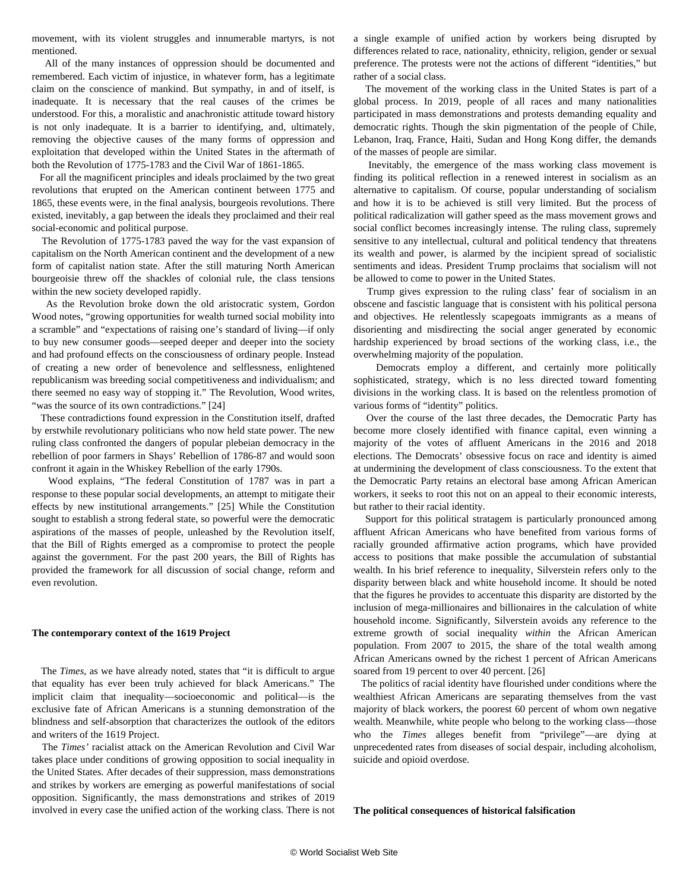movement, with its violent struggles and innumerable martyrs, is not mentioned.

All of the many instances of oppression should be documented and remembered. Each victim of injustice, in whatever form, has a legitimate claim on the conscience of mankind. But sympathy, in and of itself, is inadequate. It is necessary that the real causes of the crimes be understood. For this, a moralistic and anachronistic attitude toward history is not only inadequate. It is a barrier to identifying, and, ultimately, removing the objective causes of the many forms of oppression and exploitation that developed within the United States in the aftermath of both the Revolution of 1775-1783 and the Civil War of 1861-1865.

For all the magnificent principles and ideals proclaimed by the two great revolutions that erupted on the American continent between 1775 and 1865, these events were, in the final analysis, bourgeois revolutions. There existed, inevitably, a gap between the ideals they proclaimed and their real social-economic and political purpose.

The Revolution of 1775-1783 paved the way for the vast expansion of capitalism on the North American continent and the development of a new form of capitalist nation state. After the still maturing North American bourgeoisie threw off the shackles of colonial rule, the class tensions within the new society developed rapidly.

As the Revolution broke down the old aristocratic system, Gordon Wood notes, "growing opportunities for wealth turned social mobility into a scramble" and "expectations of raising one's standard of living—if only to buy new consumer goods—seeped deeper and deeper into the society and had profound effects on the consciousness of ordinary people. Instead of creating a new order of benevolence and selflessness, enlightened republicanism was breeding social competitiveness and individualism; and there seemed no easy way of stopping it." The Revolution, Wood writes, "was the source of its own contradictions." [24]

These contradictions found expression in the Constitution itself, drafted by erstwhile revolutionary politicians who now held state power. The new ruling class confronted the dangers of popular plebeian democracy in the rebellion of poor farmers in Shays' Rebellion of 1786-87 and would soon confront it again in the Whiskey Rebellion of the early 1790s.

Wood explains, "The federal Constitution of 1787 was in part a response to these popular social developments, an attempt to mitigate their effects by new institutional arrangements." [25] While the Constitution sought to establish a strong federal state, so powerful were the democratic aspirations of the masses of people, unleashed by the Revolution itself, that the Bill of Rights emerged as a compromise to protect the people against the government. For the past 200 years, the Bill of Rights has provided the framework for all discussion of social change, reform and even revolution.

**The contemporary context of the 1619 Project**

The *Times*, as we have already noted, states that "it is difficult to argue that equality has ever been truly achieved for black Americans." The implicit claim that inequality—socioeconomic and political—is the exclusive fate of African Americans is a stunning demonstration of the blindness and self-absorption that characterizes the outlook of the editors and writers of the 1619 Project.

The *Times'* racialist attack on the American Revolution and Civil War takes place under conditions of growing opposition to social inequality in the United States. After decades of their suppression, mass demonstrations and strikes by workers are emerging as powerful manifestations of social opposition. Significantly, the mass demonstrations and strikes of 2019 involved in every case the unified action of the working class. There is not a single example of unified action by workers being disrupted by differences related to race, nationality, ethnicity, religion, gender or sexual preference. The protests were not the actions of different "identities," but rather of a social class.

The movement of the working class in the United States is part of a global process. In 2019, people of all races and many nationalities participated in mass demonstrations and protests demanding equality and democratic rights. Though the skin pigmentation of the people of Chile, Lebanon, Iraq, France, Haiti, Sudan and Hong Kong differ, the demands of the masses of people are similar.

Inevitably, the emergence of the mass working class movement is finding its political reflection in a renewed interest in socialism as an alternative to capitalism. Of course, popular understanding of socialism and how it is to be achieved is still very limited. But the process of political radicalization will gather speed as the mass movement grows and social conflict becomes increasingly intense. The ruling class, supremely sensitive to any intellectual, cultural and political tendency that threatens its wealth and power, is alarmed by the incipient spread of socialistic sentiments and ideas. President Trump proclaims that socialism will not be allowed to come to power in the United States.

Trump gives expression to the ruling class' fear of socialism in an obscene and fascistic language that is consistent with his political persona and objectives. He relentlessly scapegoats immigrants as a means of disorienting and misdirecting the social anger generated by economic hardship experienced by broad sections of the working class, i.e., the overwhelming majority of the population.

Democrats employ a different, and certainly more politically sophisticated, strategy, which is no less directed toward fomenting divisions in the working class. It is based on the relentless promotion of various forms of "identity" politics.

Over the course of the last three decades, the Democratic Party has become more closely identified with finance capital, even winning a majority of the votes of affluent Americans in the 2016 and 2018 elections. The Democrats' obsessive focus on race and identity is aimed at undermining the development of class consciousness. To the extent that the Democratic Party retains an electoral base among African American workers, it seeks to root this not on an appeal to their economic interests, but rather to their racial identity.

Support for this political stratagem is particularly pronounced among affluent African Americans who have benefited from various forms of racially grounded affirmative action programs, which have provided access to positions that make possible the accumulation of substantial wealth. In his brief reference to inequality, Silverstein refers only to the disparity between black and white household income. It should be noted that the figures he provides to accentuate this disparity are distorted by the inclusion of mega-millionaires and billionaires in the calculation of white household income. Significantly, Silverstein avoids any reference to the extreme growth of social inequality *within* the African American population. From 2007 to 2015, the share of the total wealth among African Americans owned by the richest 1 percent of African Americans soared from 19 percent to over 40 percent. [26]

The politics of racial identity have flourished under conditions where the wealthiest African Americans are separating themselves from the vast majority of black workers, the poorest 60 percent of whom own negative wealth. Meanwhile, white people who belong to the working class—those who the *Times* alleges benefit from "privilege"—are dying at unprecedented rates from diseases of social despair, including alcoholism, suicide and opioid overdose.

**The political consequences of historical falsification**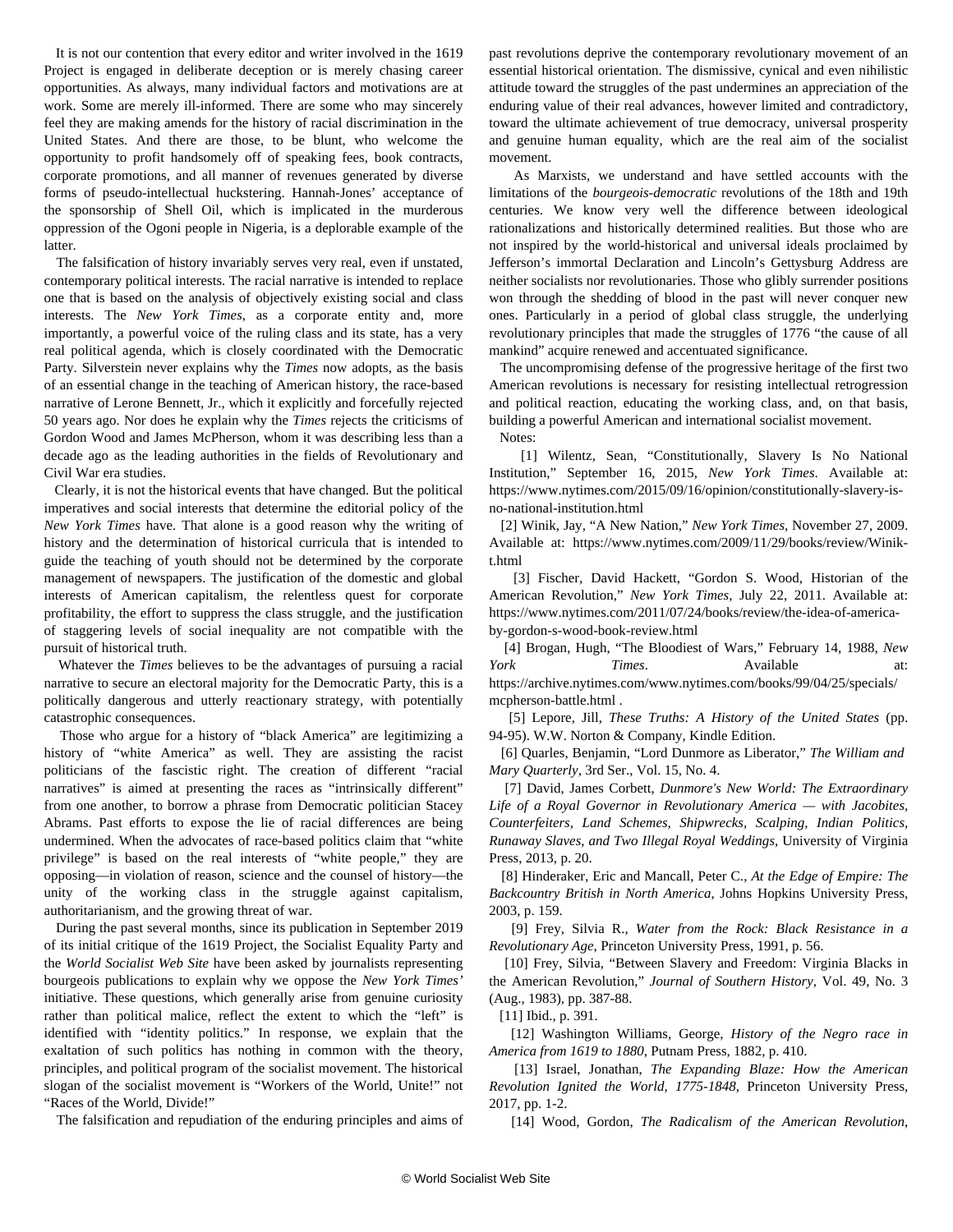It is not our contention that every editor and writer involved in the 1619 Project is engaged in deliberate deception or is merely chasing career opportunities. As always, many individual factors and motivations are at work. Some are merely ill-informed. There are some who may sincerely feel they are making amends for the history of racial discrimination in the United States. And there are those, to be blunt, who welcome the opportunity to profit handsomely off of speaking fees, book contracts, corporate promotions, and all manner of revenues generated by diverse forms of pseudo-intellectual huckstering. Hannah-Jones' acceptance of the sponsorship of Shell Oil, which is implicated in the murderous oppression of the Ogoni people in Nigeria, is a deplorable example of the latter.

The falsification of history invariably serves very real, even if unstated, contemporary political interests. The racial narrative is intended to replace one that is based on the analysis of objectively existing social and class interests. The *New York Times*, as a corporate entity and, more importantly, a powerful voice of the ruling class and its state, has a very real political agenda, which is closely coordinated with the Democratic Party. Silverstein never explains why the *Times* now adopts, as the basis of an essential change in the teaching of American history, the race-based narrative of Lerone Bennett, Jr., which it explicitly and forcefully rejected 50 years ago. Nor does he explain why the *Times* rejects the criticisms of Gordon Wood and James McPherson, whom it was describing less than a decade ago as the leading authorities in the fields of Revolutionary and Civil War era studies.

Clearly, it is not the historical events that have changed. But the political imperatives and social interests that determine the editorial policy of the *New York Times* have. That alone is a good reason why the writing of history and the determination of historical curricula that is intended to guide the teaching of youth should not be determined by the corporate management of newspapers. The justification of the domestic and global interests of American capitalism, the relentless quest for corporate profitability, the effort to suppress the class struggle, and the justification of staggering levels of social inequality are not compatible with the pursuit of historical truth.

Whatever the *Times* believes to be the advantages of pursuing a racial narrative to secure an electoral majority for the Democratic Party, this is a politically dangerous and utterly reactionary strategy, with potentially catastrophic consequences.

Those who argue for a history of "black America" are legitimizing a history of "white America" as well. They are assisting the racist politicians of the fascistic right. The creation of different "racial narratives" is aimed at presenting the races as "intrinsically different" from one another, to borrow a phrase from Democratic politician Stacey Abrams. Past efforts to expose the lie of racial differences are being undermined. When the advocates of race-based politics claim that "white privilege" is based on the real interests of "white people," they are opposing—in violation of reason, science and the counsel of history—the unity of the working class in the struggle against capitalism, authoritarianism, and the growing threat of war.

During the past several months, since its publication in September 2019 of its initial critique of the 1619 Project, the Socialist Equality Party and the *World Socialist Web Site* have been asked by journalists representing bourgeois publications to explain why we oppose the *New York Times'* initiative. These questions, which generally arise from genuine curiosity rather than political malice, reflect the extent to which the "left" is identified with "identity politics." In response, we explain that the exaltation of such politics has nothing in common with the theory, principles, and political program of the socialist movement. The historical slogan of the socialist movement is "Workers of the World, Unite!" not "Races of the World, Divide!"

The falsification and repudiation of the enduring principles and aims of past revolutions deprive the contemporary revolutionary movement of an essential historical orientation. The dismissive, cynical and even nihilistic attitude toward the struggles of the past undermines an appreciation of the enduring value of their real advances, however limited and contradictory, toward the ultimate achievement of true democracy, universal prosperity and genuine human equality, which are the real aim of the socialist movement.

As Marxists, we understand and have settled accounts with the limitations of the *bourgeois-democratic* revolutions of the 18th and 19th centuries. We know very well the difference between ideological rationalizations and historically determined realities. But those who are not inspired by the world-historical and universal ideals proclaimed by Jefferson's immortal Declaration and Lincoln's Gettysburg Address are neither socialists nor revolutionaries. Those who glibly surrender positions won through the shedding of blood in the past will never conquer new ones. Particularly in a period of global class struggle, the underlying revolutionary principles that made the struggles of 1776 "the cause of all mankind" acquire renewed and accentuated significance.

The uncompromising defense of the progressive heritage of the first two American revolutions is necessary for resisting intellectual retrogression and political reaction, educating the working class, and, on that basis, building a powerful American and international socialist movement.

Notes:

[1] Wilentz, Sean, "Constitutionally, Slavery Is No National Institution," September 16, 2015, *New York Times*. Available at: https://www.nytimes.com/2015/09/16/opinion/constitutionally-slavery-is-no-national-institution.html

[2] Winik, Jay, "A New Nation," *New York Times*, November 27, 2009. Available at: https://www.nytimes.com/2009/11/29/books/review/Winik-t.html

[3] Fischer, David Hackett, "Gordon S. Wood, Historian of the American Revolution," *New York Times*, July 22, 2011. Available at: https://www.nytimes.com/2011/07/24/books/review/the-idea-of-america-by-gordon-s-wood-book-review.html

[4] Brogan, Hugh, "The Bloodiest of Wars," February 14, 1988, *New York Times*. Available at: https://archive.nytimes.com/www.nytimes.com/books/99/04/25/specials/mcpherson-battle.html .

[5] Lepore, Jill, *These Truths: A History of the United States* (pp. 94-95). W.W. Norton & Company, Kindle Edition.

[6] Quarles, Benjamin, "Lord Dunmore as Liberator," *The William and Mary Quarterly*, 3rd Ser., Vol. 15, No. 4.

[7] David, James Corbett, *Dunmore's New World: The Extraordinary Life of a Royal Governor in Revolutionary America — with Jacobites, Counterfeiters, Land Schemes, Shipwrecks, Scalping, Indian Politics, Runaway Slaves, and Two Illegal Royal Weddings*, University of Virginia Press, 2013, p. 20.

[8] Hinderaker, Eric and Mancall, Peter C., *At the Edge of Empire: The Backcountry British in North America*, Johns Hopkins University Press, 2003, p. 159.

[9] Frey, Silvia R., *Water from the Rock: Black Resistance in a Revolutionary Age*, Princeton University Press, 1991, p. 56.

[10] Frey, Silvia, "Between Slavery and Freedom: Virginia Blacks in the American Revolution," *Journal of Southern History*, Vol. 49, No. 3 (Aug., 1983), pp. 387-88.

[11] Ibid., p. 391.

[12] Washington Williams, George, *History of the Negro race in America from 1619 to 1880*, Putnam Press, 1882, p. 410.

[13] Israel, Jonathan, *The Expanding Blaze: How the American Revolution Ignited the World, 1775-1848*, Princeton University Press, 2017, pp. 1-2.

[14] Wood, Gordon, *The Radicalism of the American Revolution*,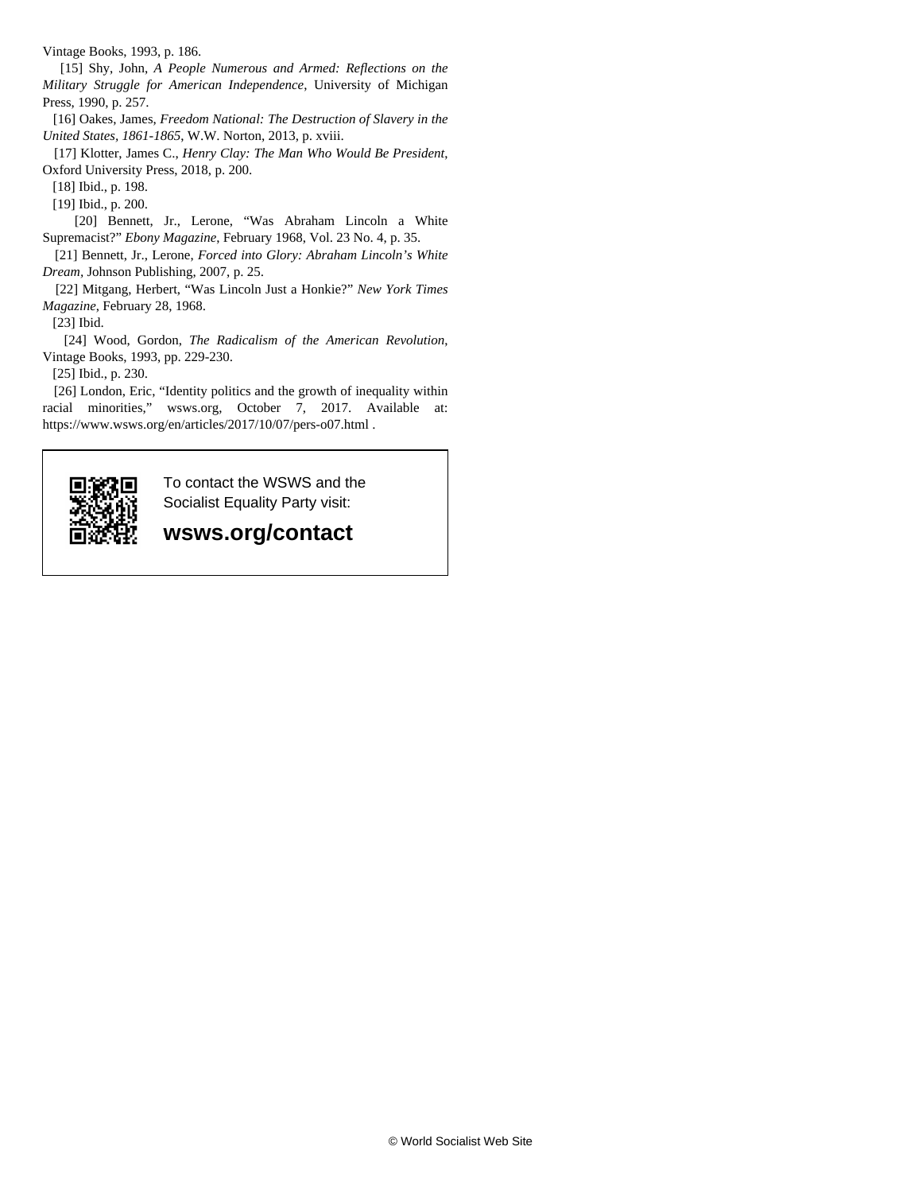Vintage Books, 1993, p. 186.

[15] Shy, John, *A People Numerous and Armed: Reflections on the Military Struggle for American Independence*, University of Michigan Press, 1990, p. 257.

[16] Oakes, James, *Freedom National: The Destruction of Slavery in the United States, 1861-1865*, W.W. Norton, 2013, p. xviii.

[17] Klotter, James C., *Henry Clay: The Man Who Would Be President*, Oxford University Press, 2018, p. 200.

[18] Ibid., p. 198.

[19] Ibid., p. 200.

[20] Bennett, Jr., Lerone, “Was Abraham Lincoln a White Supremacist?” *Ebony Magazine*, February 1968, Vol. 23 No. 4, p. 35.

[21] Bennett, Jr., Lerone, *Forced into Glory: Abraham Lincoln’s White Dream*, Johnson Publishing, 2007, p. 25.

[22] Mitgang, Herbert, “Was Lincoln Just a Honkie?” *New York Times Magazine*, February 28, 1968.

[23] Ibid.

[24] Wood, Gordon, *The Radicalism of the American Revolution*, Vintage Books, 1993, pp. 229-230.

[25] Ibid., p. 230.

[26] London, Eric, “Identity politics and the growth of inequality within racial minorities,” wsws.org, October 7, 2017. Available at: https://www.wsws.org/en/articles/2017/10/07/pers-o07.html .

To contact the WSWS and the Socialist Equality Party visit:

**wsws.org/contact**